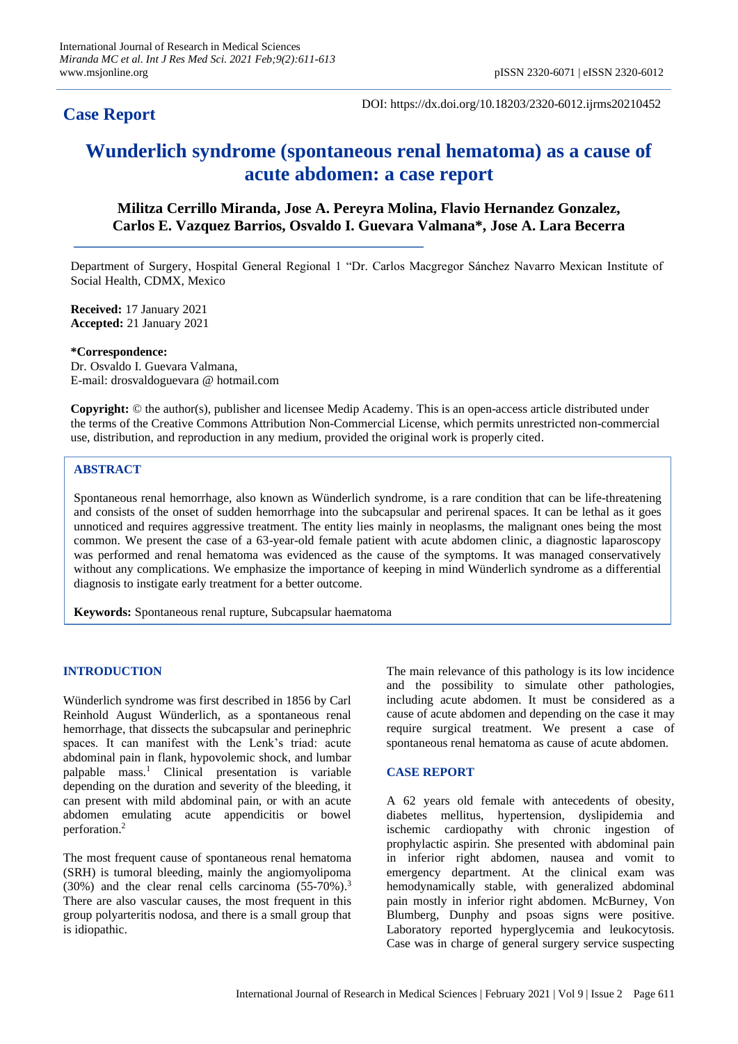## Case Report

DOI: https://dx.doi.org/10.18203/2320-6012.ijrms20210452

# Wunderlich syndrome (spontaneous renal hematoma) as a cause of acute abdomen: a case report

**Militza Cerrillo Miranda, Jose A. Pereyra Molina, Flavio Hernandez Gonzalez, Carlos E. Vazquez Barrios, Osvaldo I. Guevara Valmana\*, Jose A. Lara Becerra**

Department of Surgery, Hospital General Regional 1 "Dr. Carlos Macgregor Sánchez Navarro Mexican Institute of Social Health, CDMX, Mexico

**Received:** 17 January 2021
**Accepted:** 21 January 2021

**\*Correspondence:**
Dr. Osvaldo I. Guevara Valmana,
E-mail: drosvaldoguevara @ hotmail.com

**Copyright:** © the author(s), publisher and licensee Medip Academy. This is an open-access article distributed under the terms of the Creative Commons Attribution Non-Commercial License, which permits unrestricted non-commercial use, distribution, and reproduction in any medium, provided the original work is properly cited.

## ABSTRACT

Spontaneous renal hemorrhage, also known as Wünderlich syndrome, is a rare condition that can be life-threatening and consists of the onset of sudden hemorrhage into the subcapsular and perirenal spaces. It can be lethal as it goes unnoticed and requires aggressive treatment. The entity lies mainly in neoplasms, the malignant ones being the most common. We present the case of a 63-year-old female patient with acute abdomen clinic, a diagnostic laparoscopy was performed and renal hematoma was evidenced as the cause of the symptoms. It was managed conservatively without any complications. We emphasize the importance of keeping in mind Wünderlich syndrome as a differential diagnosis to instigate early treatment for a better outcome.

**Keywords:** Spontaneous renal rupture, Subcapsular haematoma

## INTRODUCTION

Wünderlich syndrome was first described in 1856 by Carl Reinhold August Wünderlich, as a spontaneous renal hemorrhage, that dissects the subcapsular and perinephric spaces. It can manifest with the Lenk's triad: acute abdominal pain in flank, hypovolemic shock, and lumbar palpable mass.[1] Clinical presentation is variable depending on the duration and severity of the bleeding, it can present with mild abdominal pain, or with an acute abdomen emulating acute appendicitis or bowel perforation.[2]

The most frequent cause of spontaneous renal hematoma (SRH) is tumoral bleeding, mainly the angiomyolipoma (30%) and the clear renal cells carcinoma (55-70%).[3] There are also vascular causes, the most frequent in this group polyarteritis nodosa, and there is a small group that is idiopathic.

The main relevance of this pathology is its low incidence and the possibility to simulate other pathologies, including acute abdomen. It must be considered as a cause of acute abdomen and depending on the case it may require surgical treatment. We present a case of spontaneous renal hematoma as cause of acute abdomen.

## CASE REPORT

A 62 years old female with antecedents of obesity, diabetes mellitus, hypertension, dyslipidemia and ischemic cardiopathy with chronic ingestion of prophylactic aspirin. She presented with abdominal pain in inferior right abdomen, nausea and vomit to emergency department. At the clinical exam was hemodynamically stable, with generalized abdominal pain mostly in inferior right abdomen. McBurney, Von Blumberg, Dunphy and psoas signs were positive. Laboratory reported hyperglycemia and leukocytosis. Case was in charge of general surgery service suspecting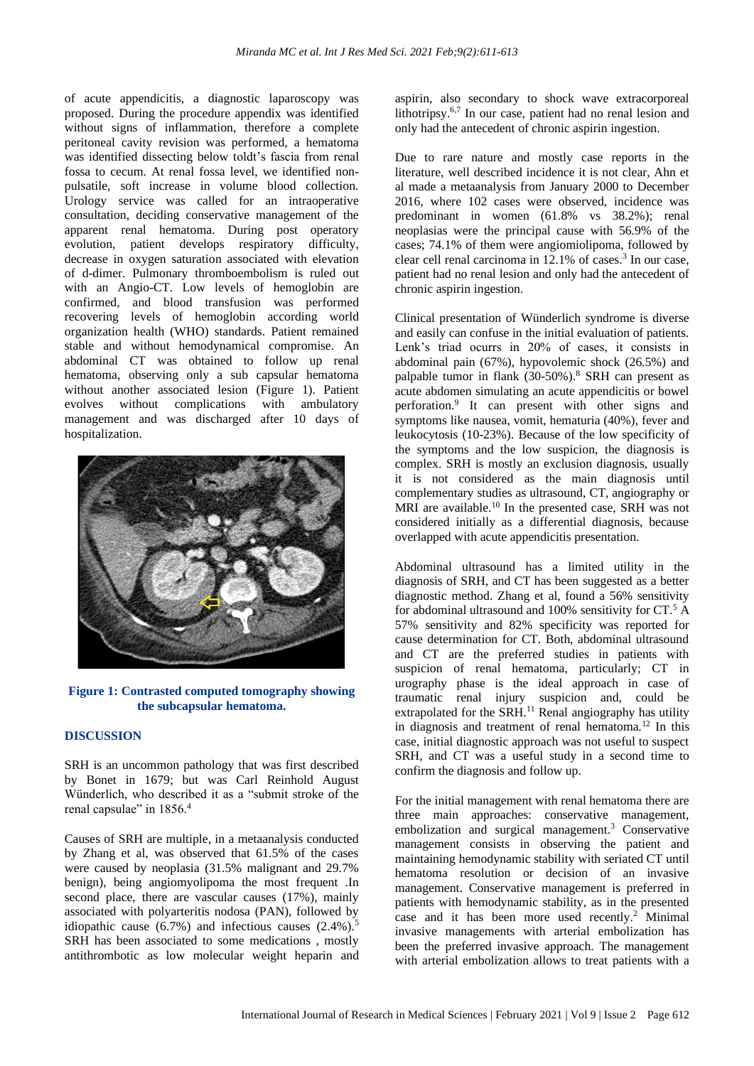of acute appendicitis, a diagnostic laparoscopy was proposed. During the procedure appendix was identified without signs of inflammation, therefore a complete peritoneal cavity revision was performed, a hematoma was identified dissecting below toldt's fascia from renal fossa to cecum. At renal fossa level, we identified non-pulsatile, soft increase in volume blood collection. Urology service was called for an intraoperative consultation, deciding conservative management of the apparent renal hematoma. During post operatory evolution, patient develops respiratory difficulty, decrease in oxygen saturation associated with elevation of d-dimer. Pulmonary thromboembolism is ruled out with an Angio-CT. Low levels of hemoglobin are confirmed, and blood transfusion was performed recovering levels of hemoglobin according world organization health (WHO) standards. Patient remained stable and without hemodynamical compromise. An abdominal CT was obtained to follow up renal hematoma, observing only a sub capsular hematoma without another associated lesion (Figure 1). Patient evolves without complications with ambulatory management and was discharged after 10 days of hospitalization.

**Figure 1: Contrasted computed tomography showing the subcapsular hematoma.**

## DISCUSSION

SRH is an uncommon pathology that was first described by Bonet in 1679; but was Carl Reinhold August Wünderlich, who described it as a "submit stroke of the renal capsulae" in 1856.[4]

Causes of SRH are multiple, in a metaanalysis conducted by Zhang et al, was observed that 61.5% of the cases were caused by neoplasia (31.5% malignant and 29.7% benign), being angiomyolipoma the most frequent .In second place, there are vascular causes (17%), mainly associated with polyarteritis nodosa (PAN), followed by idiopathic cause (6.7%) and infectious causes (2.4%).[5] SRH has been associated to some medications , mostly antithrombotic as low molecular weight heparin and aspirin, also secondary to shock wave extracorporeal lithotripsy.[6,7] In our case, patient had no renal lesion and only had the antecedent of chronic aspirin ingestion.

Due to rare nature and mostly case reports in the literature, well described incidence it is not clear, Ahn et al made a metaanalysis from January 2000 to December 2016, where 102 cases were observed, incidence was predominant in women (61.8% vs 38.2%); renal neoplasias were the principal cause with 56.9% of the cases; 74.1% of them were angiomiolipoma, followed by clear cell renal carcinoma in 12.1% of cases.[3] In our case, patient had no renal lesion and only had the antecedent of chronic aspirin ingestion.

Clinical presentation of Wünderlich syndrome is diverse and easily can confuse in the initial evaluation of patients. Lenk's triad ocurrs in 20% of cases, it consists in abdominal pain (67%), hypovolemic shock (26.5%) and palpable tumor in flank (30-50%).[8] SRH can present as acute abdomen simulating an acute appendicitis or bowel perforation.[9] It can present with other signs and symptoms like nausea, vomit, hematuria (40%), fever and leukocytosis (10-23%). Because of the low specificity of the symptoms and the low suspicion, the diagnosis is complex. SRH is mostly an exclusion diagnosis, usually it is not considered as the main diagnosis until complementary studies as ultrasound, CT, angiography or MRI are available.[10] In the presented case, SRH was not considered initially as a differential diagnosis, because overlapped with acute appendicitis presentation.

Abdominal ultrasound has a limited utility in the diagnosis of SRH, and CT has been suggested as a better diagnostic method. Zhang et al, found a 56% sensitivity for abdominal ultrasound and 100% sensitivity for CT.[5] A 57% sensitivity and 82% specificity was reported for cause determination for CT. Both, abdominal ultrasound and CT are the preferred studies in patients with suspicion of renal hematoma, particularly; CT in urography phase is the ideal approach in case of traumatic renal injury suspicion and, could be extrapolated for the SRH.[11] Renal angiography has utility in diagnosis and treatment of renal hematoma.[12] In this case, initial diagnostic approach was not useful to suspect SRH, and CT was a useful study in a second time to confirm the diagnosis and follow up.

For the initial management with renal hematoma there are three main approaches: conservative management, embolization and surgical management.[3] Conservative management consists in observing the patient and maintaining hemodynamic stability with seriated CT until hematoma resolution or decision of an invasive management. Conservative management is preferred in patients with hemodynamic stability, as in the presented case and it has been more used recently.[2] Minimal invasive managements with arterial embolization has been the preferred invasive approach. The management with arterial embolization allows to treat patients with a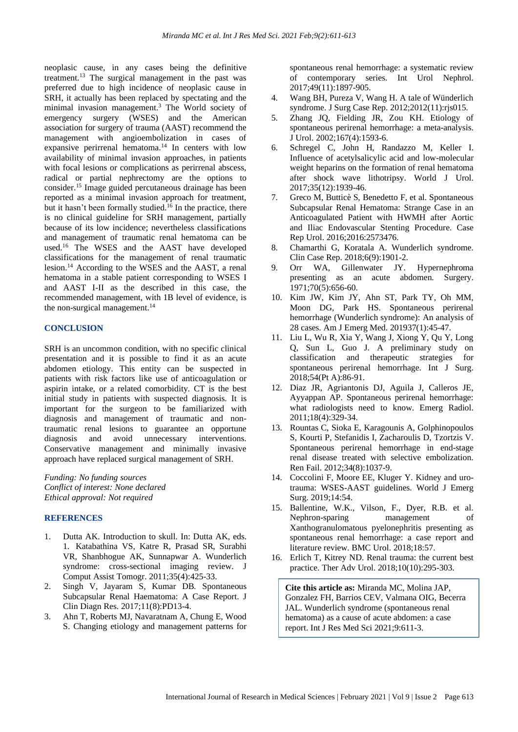neoplasic cause, in any cases being the definitive treatment.[13] The surgical management in the past was preferred due to high incidence of neoplasic cause in SRH, it actually has been replaced by spectating and the minimal invasion management.[3] The World society of emergency surgery (WSES) and the American association for surgery of trauma (AAST) recommend the management with angioembolization in cases of expansive perirrenal hematoma.[14] In centers with low availability of minimal invasion approaches, in patients with focal lesions or complications as perirrenal abscess, radical or partial nephrectomy are the options to consider.[15] Image guided percutaneous drainage has been reported as a minimal invasion approach for treatment, but it hasn't been formally studied.[16] In the practice, there is no clinical guideline for SRH management, partially because of its low incidence; nevertheless classifications and management of traumatic renal hematoma can be used.[16] The WSES and the AAST have developed classifications for the management of renal traumatic lesion.[14] According to the WSES and the AAST, a renal hematoma in a stable patient corresponding to WSES I and AAST I-II as the described in this case, the recommended management, with 1B level of evidence, is the non-surgical management.[14]

## CONCLUSION

SRH is an uncommon condition, with no specific clinical presentation and it is possible to find it as an acute abdomen etiology. This entity can be suspected in patients with risk factors like use of anticoagulation or aspirin intake, or a related comorbidity. CT is the best initial study in patients with suspected diagnosis. It is important for the surgeon to be familiarized with diagnosis and management of traumatic and non-traumatic renal lesions to guarantee an opportune diagnosis and avoid unnecessary interventions. Conservative management and minimally invasive approach have replaced surgical management of SRH.

*Funding: No funding sources*
*Conflict of interest: None declared*
*Ethical approval: Not required*

## REFERENCES

1. Dutta AK. Introduction to skull. In: Dutta AK, eds. 1. Katabathina VS, Katre R, Prasad SR, Surabhi VR, Shanbhogue AK, Sunnapwar A. Wunderlich syndrome: cross-sectional imaging review. J Comput Assist Tomogr. 2011;35(4):425-33.
2. Singh V, Jayaram S, Kumar DB. Spontaneous Subcapsular Renal Haematoma: A Case Report. J Clin Diagn Res. 2017;11(8):PD13-4.
3. Ahn T, Roberts MJ, Navaratnam A, Chung E, Wood S. Changing etiology and management patterns for spontaneous renal hemorrhage: a systematic review of contemporary series. Int Urol Nephrol. 2017;49(11):1897-905.
4. Wang BH, Pureza V, Wang H. A tale of Wünderlich syndrome. J Surg Case Rep. 2012;2012(11):rjs015.
5. Zhang JQ, Fielding JR, Zou KH. Etiology of spontaneous perirenal hemorrhage: a meta-analysis. J Urol. 2002;167(4):1593-6.
6. Schregel C, John H, Randazzo M, Keller I. Influence of acetylsalicylic acid and low-molecular weight heparins on the formation of renal hematoma after shock wave lithotripsy. World J Urol. 2017;35(12):1939-46.
7. Greco M, Butticè S, Benedetto F, et al. Spontaneous Subcapsular Renal Hematoma: Strange Case in an Anticoagulated Patient with HWMH after Aortic and Iliac Endovascular Stenting Procedure. Case Rep Urol. 2016;2016:2573476.
8. Chamarthi G, Koratala A. Wunderlich syndrome. Clin Case Rep. 2018;6(9):1901-2.
9. Orr WA, Gillenwater JY. Hypernephroma presenting as an acute abdomen. Surgery. 1971;70(5):656-60.
10. Kim JW, Kim JY, Ahn ST, Park TY, Oh MM, Moon DG, Park HS. Spontaneous perirenal hemorrhage (Wunderlich syndrome): An analysis of 28 cases. Am J Emerg Med. 201937(1):45-47.
11. Liu L, Wu R, Xia Y, Wang J, Xiong Y, Qu Y, Long Q, Sun L, Guo J. A preliminary study on classification and therapeutic strategies for spontaneous perirenal hemorrhage. Int J Surg. 2018;54(Pt A):86-91.
12. Diaz JR, Agriantonis DJ, Aguila J, Calleros JE, Ayyappan AP. Spontaneous perirenal hemorrhage: what radiologists need to know. Emerg Radiol. 2011;18(4):329-34.
13. Rountas C, Sioka E, Karagounis A, Golphinopoulos S, Kourti P, Stefanidis I, Zacharoulis D, Tzortzis V. Spontaneous perirenal hemorrhage in end-stage renal disease treated with selective embolization. Ren Fail. 2012;34(8):1037-9.
14. Coccolini F, Moore EE, Kluger Y. Kidney and uro-trauma: WSES-AAST guidelines. World J Emerg Surg. 2019;14:54.
15. Ballentine, W.K., Vilson, F., Dyer, R.B. et al. Nephron-sparing management of Xanthogranulomatous pyelonephritis presenting as spontaneous renal hemorrhage: a case report and literature review. BMC Urol. 2018;18:57.
16. Erlich T, Kitrey ND. Renal trauma: the current best practice. Ther Adv Urol. 2018;10(10):295-303.

**Cite this article as:** Miranda MC, Molina JAP, Gonzalez FH, Barrios CEV, Valmana OIG, Becerra JAL. Wunderlich syndrome (spontaneous renal hematoma) as a cause of acute abdomen: a case report. Int J Res Med Sci 2021;9:611-3.